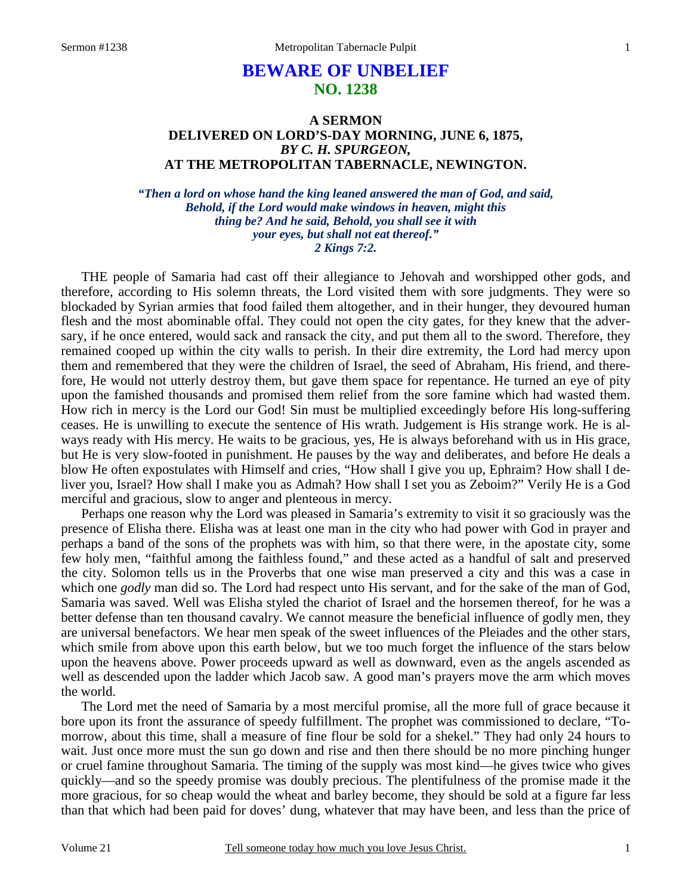# BEWARE OF UNBELIEF
## NO. 1238

### A SERMON
### DELIVERED ON LORD'S-DAY MORNING, JUNE 6, 1875,
### *BY C. H. SPURGEON,*
### AT THE METROPOLITAN TABERNACLE, NEWINGTON.

***"Then a lord on whose hand the king leaned answered the man of God, and said, Behold, if the Lord would make windows in heaven, might this thing be? And he said, Behold, you shall see it with your eyes, but shall not eat thereof." 2 Kings 7:2.***

THE people of Samaria had cast off their allegiance to Jehovah and worshipped other gods, and therefore, according to His solemn threats, the Lord visited them with sore judgments. They were so blockaded by Syrian armies that food failed them altogether, and in their hunger, they devoured human flesh and the most abominable offal. They could not open the city gates, for they knew that the adversary, if he once entered, would sack and ransack the city, and put them all to the sword. Therefore, they remained cooped up within the city walls to perish. In their dire extremity, the Lord had mercy upon them and remembered that they were the children of Israel, the seed of Abraham, His friend, and therefore, He would not utterly destroy them, but gave them space for repentance. He turned an eye of pity upon the famished thousands and promised them relief from the sore famine which had wasted them. How rich in mercy is the Lord our God! Sin must be multiplied exceedingly before His long-suffering ceases. He is unwilling to execute the sentence of His wrath. Judgement is His strange work. He is always ready with His mercy. He waits to be gracious, yes, He is always beforehand with us in His grace, but He is very slow-footed in punishment. He pauses by the way and deliberates, and before He deals a blow He often expostulates with Himself and cries, "How shall I give you up, Ephraim? How shall I deliver you, Israel? How shall I make you as Admah? How shall I set you as Zeboim?" Verily He is a God merciful and gracious, slow to anger and plenteous in mercy.

Perhaps one reason why the Lord was pleased in Samaria's extremity to visit it so graciously was the presence of Elisha there. Elisha was at least one man in the city who had power with God in prayer and perhaps a band of the sons of the prophets was with him, so that there were, in the apostate city, some few holy men, "faithful among the faithless found," and these acted as a handful of salt and preserved the city. Solomon tells us in the Proverbs that one wise man preserved a city and this was a case in which one *godly* man did so. The Lord had respect unto His servant, and for the sake of the man of God, Samaria was saved. Well was Elisha styled the chariot of Israel and the horsemen thereof, for he was a better defense than ten thousand cavalry. We cannot measure the beneficial influence of godly men, they are universal benefactors. We hear men speak of the sweet influences of the Pleiades and the other stars, which smile from above upon this earth below, but we too much forget the influence of the stars below upon the heavens above. Power proceeds upward as well as downward, even as the angels ascended as well as descended upon the ladder which Jacob saw. A good man's prayers move the arm which moves the world.

The Lord met the need of Samaria by a most merciful promise, all the more full of grace because it bore upon its front the assurance of speedy fulfillment. The prophet was commissioned to declare, "Tomorrow, about this time, shall a measure of fine flour be sold for a shekel." They had only 24 hours to wait. Just once more must the sun go down and rise and then there should be no more pinching hunger or cruel famine throughout Samaria. The timing of the supply was most kind—he gives twice who gives quickly—and so the speedy promise was doubly precious. The plentifulness of the promise made it the more gracious, for so cheap would the wheat and barley become, they should be sold at a figure far less than that which had been paid for doves' dung, whatever that may have been, and less than the price of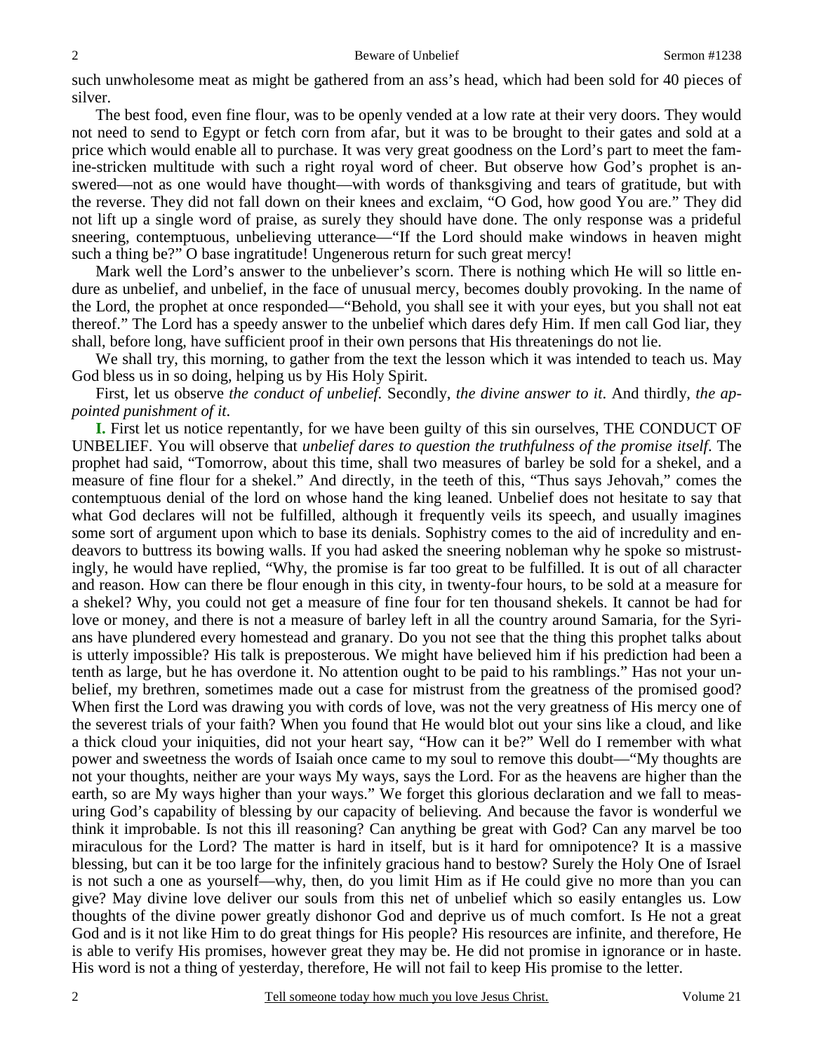such unwholesome meat as might be gathered from an ass's head, which had been sold for 40 pieces of silver.

The best food, even fine flour, was to be openly vended at a low rate at their very doors. They would not need to send to Egypt or fetch corn from afar, but it was to be brought to their gates and sold at a price which would enable all to purchase. It was very great goodness on the Lord's part to meet the famine-stricken multitude with such a right royal word of cheer. But observe how God's prophet is answered—not as one would have thought—with words of thanksgiving and tears of gratitude, but with the reverse. They did not fall down on their knees and exclaim, "O God, how good You are." They did not lift up a single word of praise, as surely they should have done. The only response was a prideful sneering, contemptuous, unbelieving utterance—"If the Lord should make windows in heaven might such a thing be?" O base ingratitude! Ungenerous return for such great mercy!

Mark well the Lord's answer to the unbeliever's scorn. There is nothing which He will so little endure as unbelief, and unbelief, in the face of unusual mercy, becomes doubly provoking. In the name of the Lord, the prophet at once responded—"Behold, you shall see it with your eyes, but you shall not eat thereof." The Lord has a speedy answer to the unbelief which dares defy Him. If men call God liar, they shall, before long, have sufficient proof in their own persons that His threatenings do not lie.

We shall try, this morning, to gather from the text the lesson which it was intended to teach us. May God bless us in so doing, helping us by His Holy Spirit.

First, let us observe *the conduct of unbelief*. Secondly, *the divine answer to it*. And thirdly, *the appointed punishment of it*.

**I.** First let us notice repentantly, for we have been guilty of this sin ourselves, THE CONDUCT OF UNBELIEF. You will observe that *unbelief dares to question the truthfulness of the promise itself.* The prophet had said, "Tomorrow, about this time, shall two measures of barley be sold for a shekel, and a measure of fine flour for a shekel." And directly, in the teeth of this, "Thus says Jehovah," comes the contemptuous denial of the lord on whose hand the king leaned. Unbelief does not hesitate to say that what God declares will not be fulfilled, although it frequently veils its speech, and usually imagines some sort of argument upon which to base its denials. Sophistry comes to the aid of incredulity and endeavors to buttress its bowing walls. If you had asked the sneering nobleman why he spoke so mistrustingly, he would have replied, "Why, the promise is far too great to be fulfilled. It is out of all character and reason. How can there be flour enough in this city, in twenty-four hours, to be sold at a measure for a shekel? Why, you could not get a measure of fine four for ten thousand shekels. It cannot be had for love or money, and there is not a measure of barley left in all the country around Samaria, for the Syrians have plundered every homestead and granary. Do you not see that the thing this prophet talks about is utterly impossible? His talk is preposterous. We might have believed him if his prediction had been a tenth as large, but he has overdone it. No attention ought to be paid to his ramblings." Has not your unbelief, my brethren, sometimes made out a case for mistrust from the greatness of the promised good? When first the Lord was drawing you with cords of love, was not the very greatness of His mercy one of the severest trials of your faith? When you found that He would blot out your sins like a cloud, and like a thick cloud your iniquities, did not your heart say, "How can it be?" Well do I remember with what power and sweetness the words of Isaiah once came to my soul to remove this doubt—"My thoughts are not your thoughts, neither are your ways My ways, says the Lord. For as the heavens are higher than the earth, so are My ways higher than your ways." We forget this glorious declaration and we fall to measuring God's capability of blessing by our capacity of believing. And because the favor is wonderful we think it improbable. Is not this ill reasoning? Can anything be great with God? Can any marvel be too miraculous for the Lord? The matter is hard in itself, but is it hard for omnipotence? It is a massive blessing, but can it be too large for the infinitely gracious hand to bestow? Surely the Holy One of Israel is not such a one as yourself—why, then, do you limit Him as if He could give no more than you can give? May divine love deliver our souls from this net of unbelief which so easily entangles us. Low thoughts of the divine power greatly dishonor God and deprive us of much comfort. Is He not a great God and is it not like Him to do great things for His people? His resources are infinite, and therefore, He is able to verify His promises, however great they may be. He did not promise in ignorance or in haste. His word is not a thing of yesterday, therefore, He will not fail to keep His promise to the letter.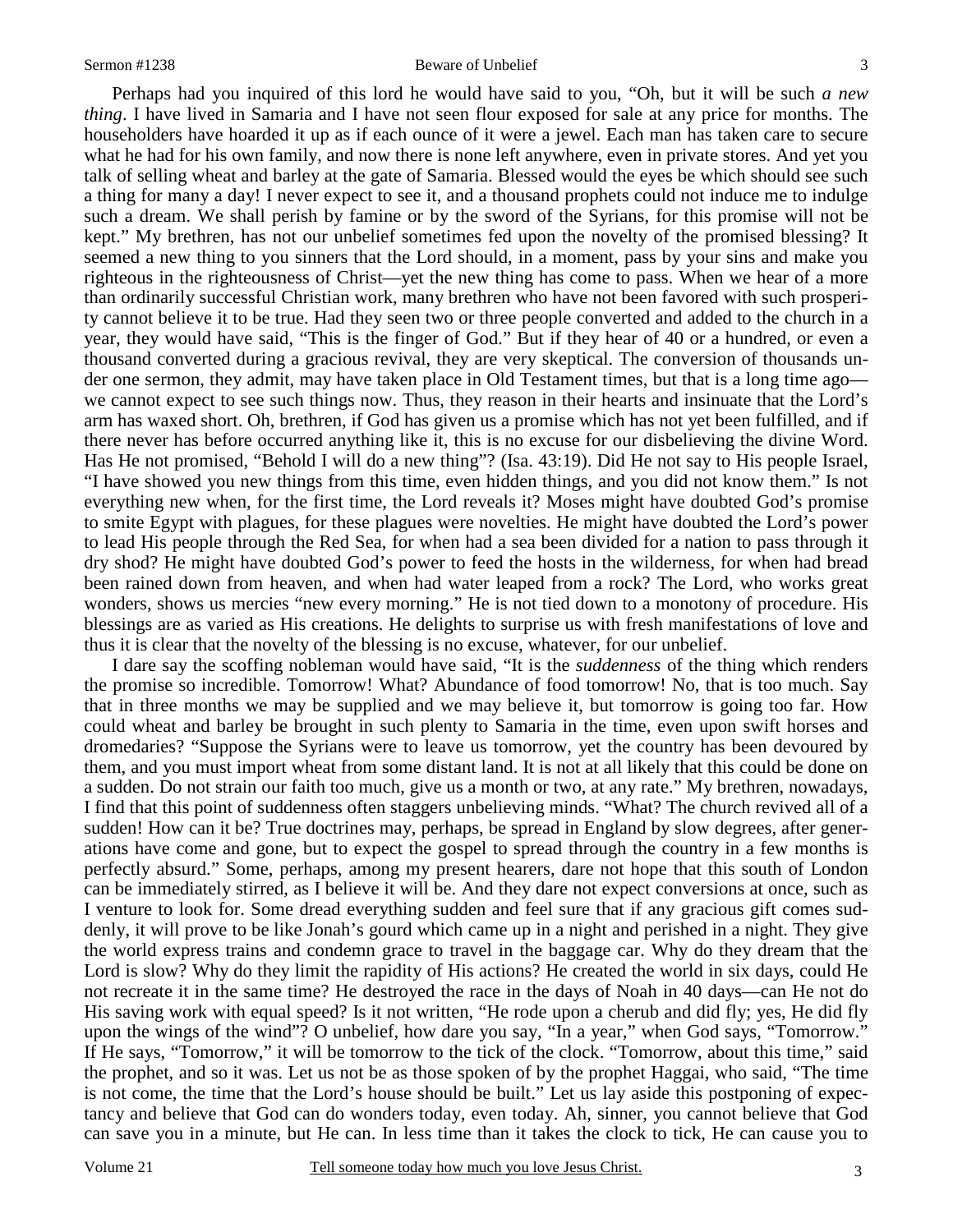Perhaps had you inquired of this lord he would have said to you, "Oh, but it will be such *a new thing*. I have lived in Samaria and I have not seen flour exposed for sale at any price for months. The householders have hoarded it up as if each ounce of it were a jewel. Each man has taken care to secure what he had for his own family, and now there is none left anywhere, even in private stores. And yet you talk of selling wheat and barley at the gate of Samaria. Blessed would the eyes be which should see such a thing for many a day! I never expect to see it, and a thousand prophets could not induce me to indulge such a dream. We shall perish by famine or by the sword of the Syrians, for this promise will not be kept." My brethren, has not our unbelief sometimes fed upon the novelty of the promised blessing? It seemed a new thing to you sinners that the Lord should, in a moment, pass by your sins and make you righteous in the righteousness of Christ—yet the new thing has come to pass. When we hear of a more than ordinarily successful Christian work, many brethren who have not been favored with such prosperity cannot believe it to be true. Had they seen two or three people converted and added to the church in a year, they would have said, "This is the finger of God." But if they hear of 40 or a hundred, or even a thousand converted during a gracious revival, they are very skeptical. The conversion of thousands under one sermon, they admit, may have taken place in Old Testament times, but that is a long time ago—we cannot expect to see such things now. Thus, they reason in their hearts and insinuate that the Lord's arm has waxed short. Oh, brethren, if God has given us a promise which has not yet been fulfilled, and if there never has before occurred anything like it, this is no excuse for our disbelieving the divine Word. Has He not promised, "Behold I will do a new thing"? (Isa. 43:19). Did He not say to His people Israel, "I have showed you new things from this time, even hidden things, and you did not know them." Is not everything new when, for the first time, the Lord reveals it? Moses might have doubted God's promise to smite Egypt with plagues, for these plagues were novelties. He might have doubted the Lord's power to lead His people through the Red Sea, for when had a sea been divided for a nation to pass through it dry shod? He might have doubted God's power to feed the hosts in the wilderness, for when had bread been rained down from heaven, and when had water leaped from a rock? The Lord, who works great wonders, shows us mercies "new every morning." He is not tied down to a monotony of procedure. His blessings are as varied as His creations. He delights to surprise us with fresh manifestations of love and thus it is clear that the novelty of the blessing is no excuse, whatever, for our unbelief.

I dare say the scoffing nobleman would have said, "It is the *suddenness* of the thing which renders the promise so incredible. Tomorrow! What? Abundance of food tomorrow! No, that is too much. Say that in three months we may be supplied and we may believe it, but tomorrow is going too far. How could wheat and barley be brought in such plenty to Samaria in the time, even upon swift horses and dromedaries? "Suppose the Syrians were to leave us tomorrow, yet the country has been devoured by them, and you must import wheat from some distant land. It is not at all likely that this could be done on a sudden. Do not strain our faith too much, give us a month or two, at any rate." My brethren, nowadays, I find that this point of suddenness often staggers unbelieving minds. "What? The church revived all of a sudden! How can it be? True doctrines may, perhaps, be spread in England by slow degrees, after generations have come and gone, but to expect the gospel to spread through the country in a few months is perfectly absurd." Some, perhaps, among my present hearers, dare not hope that this south of London can be immediately stirred, as I believe it will be. And they dare not expect conversions at once, such as I venture to look for. Some dread everything sudden and feel sure that if any gracious gift comes suddenly, it will prove to be like Jonah's gourd which came up in a night and perished in a night. They give the world express trains and condemn grace to travel in the baggage car. Why do they dream that the Lord is slow? Why do they limit the rapidity of His actions? He created the world in six days, could He not recreate it in the same time? He destroyed the race in the days of Noah in 40 days—can He not do His saving work with equal speed? Is it not written, "He rode upon a cherub and did fly; yes, He did fly upon the wings of the wind"? O unbelief, how dare you say, "In a year," when God says, "Tomorrow." If He says, "Tomorrow," it will be tomorrow to the tick of the clock. "Tomorrow, about this time," said the prophet, and so it was. Let us not be as those spoken of by the prophet Haggai, who said, "The time is not come, the time that the Lord's house should be built." Let us lay aside this postponing of expectancy and believe that God can do wonders today, even today. Ah, sinner, you cannot believe that God can save you in a minute, but He can. In less time than it takes the clock to tick, He can cause you to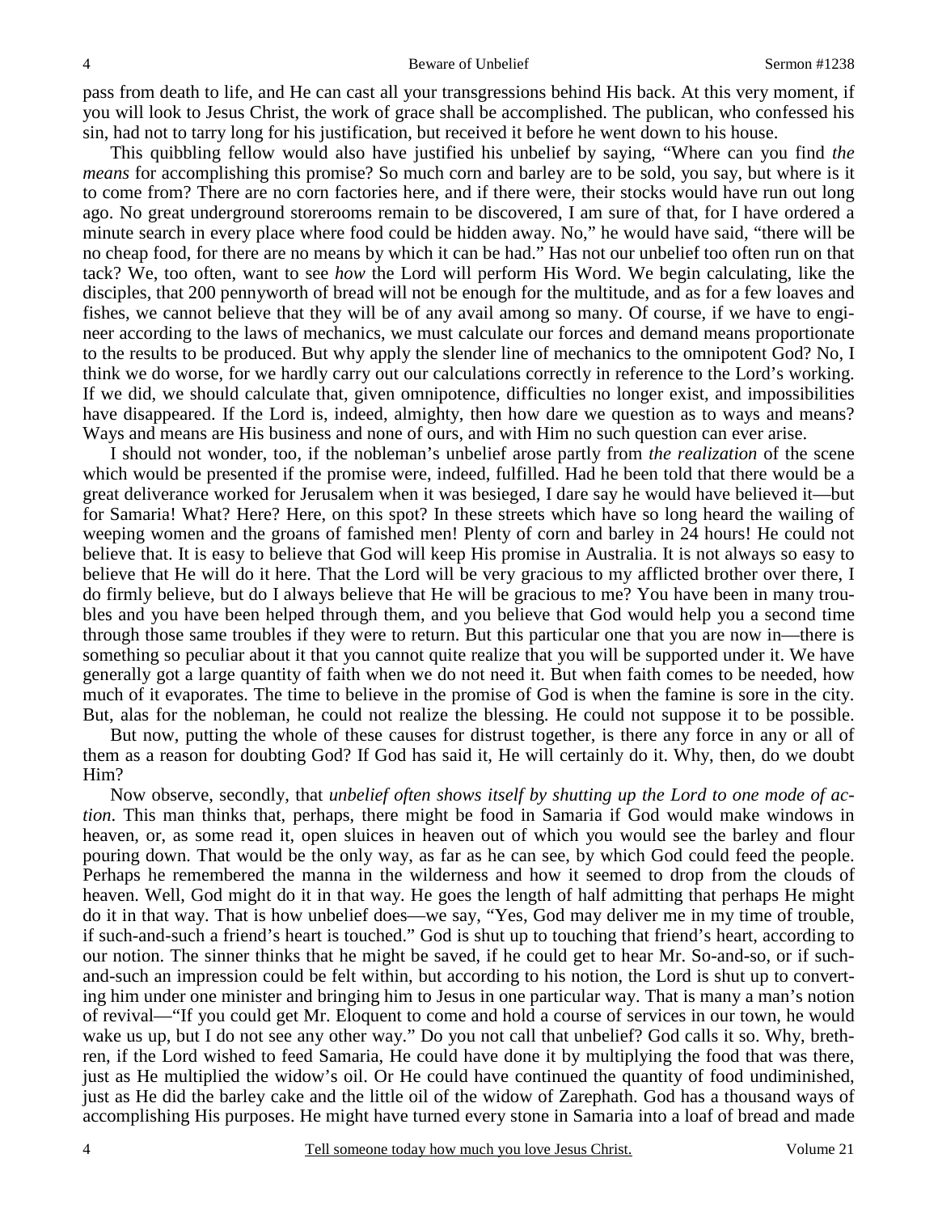pass from death to life, and He can cast all your transgressions behind His back. At this very moment, if you will look to Jesus Christ, the work of grace shall be accomplished. The publican, who confessed his sin, had not to tarry long for his justification, but received it before he went down to his house.

This quibbling fellow would also have justified his unbelief by saying, "Where can you find *the means* for accomplishing this promise? So much corn and barley are to be sold, you say, but where is it to come from? There are no corn factories here, and if there were, their stocks would have run out long ago. No great underground storerooms remain to be discovered, I am sure of that, for I have ordered a minute search in every place where food could be hidden away. No," he would have said, "there will be no cheap food, for there are no means by which it can be had." Has not our unbelief too often run on that tack? We, too often, want to see *how* the Lord will perform His Word. We begin calculating, like the disciples, that 200 pennyworth of bread will not be enough for the multitude, and as for a few loaves and fishes, we cannot believe that they will be of any avail among so many. Of course, if we have to engineer according to the laws of mechanics, we must calculate our forces and demand means proportionate to the results to be produced. But why apply the slender line of mechanics to the omnipotent God? No, I think we do worse, for we hardly carry out our calculations correctly in reference to the Lord's working. If we did, we should calculate that, given omnipotence, difficulties no longer exist, and impossibilities have disappeared. If the Lord is, indeed, almighty, then how dare we question as to ways and means? Ways and means are His business and none of ours, and with Him no such question can ever arise.

I should not wonder, too, if the nobleman's unbelief arose partly from *the realization* of the scene which would be presented if the promise were, indeed, fulfilled. Had he been told that there would be a great deliverance worked for Jerusalem when it was besieged, I dare say he would have believed it—but for Samaria! What? Here? Here, on this spot? In these streets which have so long heard the wailing of weeping women and the groans of famished men! Plenty of corn and barley in 24 hours! He could not believe that. It is easy to believe that God will keep His promise in Australia. It is not always so easy to believe that He will do it here. That the Lord will be very gracious to my afflicted brother over there, I do firmly believe, but do I always believe that He will be gracious to me? You have been in many troubles and you have been helped through them, and you believe that God would help you a second time through those same troubles if they were to return. But this particular one that you are now in—there is something so peculiar about it that you cannot quite realize that you will be supported under it. We have generally got a large quantity of faith when we do not need it. But when faith comes to be needed, how much of it evaporates. The time to believe in the promise of God is when the famine is sore in the city. But, alas for the nobleman, he could not realize the blessing. He could not suppose it to be possible.

But now, putting the whole of these causes for distrust together, is there any force in any or all of them as a reason for doubting God? If God has said it, He will certainly do it. Why, then, do we doubt Him?

Now observe, secondly, that *unbelief often shows itself by shutting up the Lord to one mode of action*. This man thinks that, perhaps, there might be food in Samaria if God would make windows in heaven, or, as some read it, open sluices in heaven out of which you would see the barley and flour pouring down. That would be the only way, as far as he can see, by which God could feed the people. Perhaps he remembered the manna in the wilderness and how it seemed to drop from the clouds of heaven. Well, God might do it in that way. He goes the length of half admitting that perhaps He might do it in that way. That is how unbelief does—we say, "Yes, God may deliver me in my time of trouble, if such-and-such a friend's heart is touched." God is shut up to touching that friend's heart, according to our notion. The sinner thinks that he might be saved, if he could get to hear Mr. So-and-so, or if such-and-such an impression could be felt within, but according to his notion, the Lord is shut up to converting him under one minister and bringing him to Jesus in one particular way. That is many a man's notion of revival—"If you could get Mr. Eloquent to come and hold a course of services in our town, he would wake us up, but I do not see any other way." Do you not call that unbelief? God calls it so. Why, brethren, if the Lord wished to feed Samaria, He could have done it by multiplying the food that was there, just as He multiplied the widow's oil. Or He could have continued the quantity of food undiminished, just as He did the barley cake and the little oil of the widow of Zarephath. God has a thousand ways of accomplishing His purposes. He might have turned every stone in Samaria into a loaf of bread and made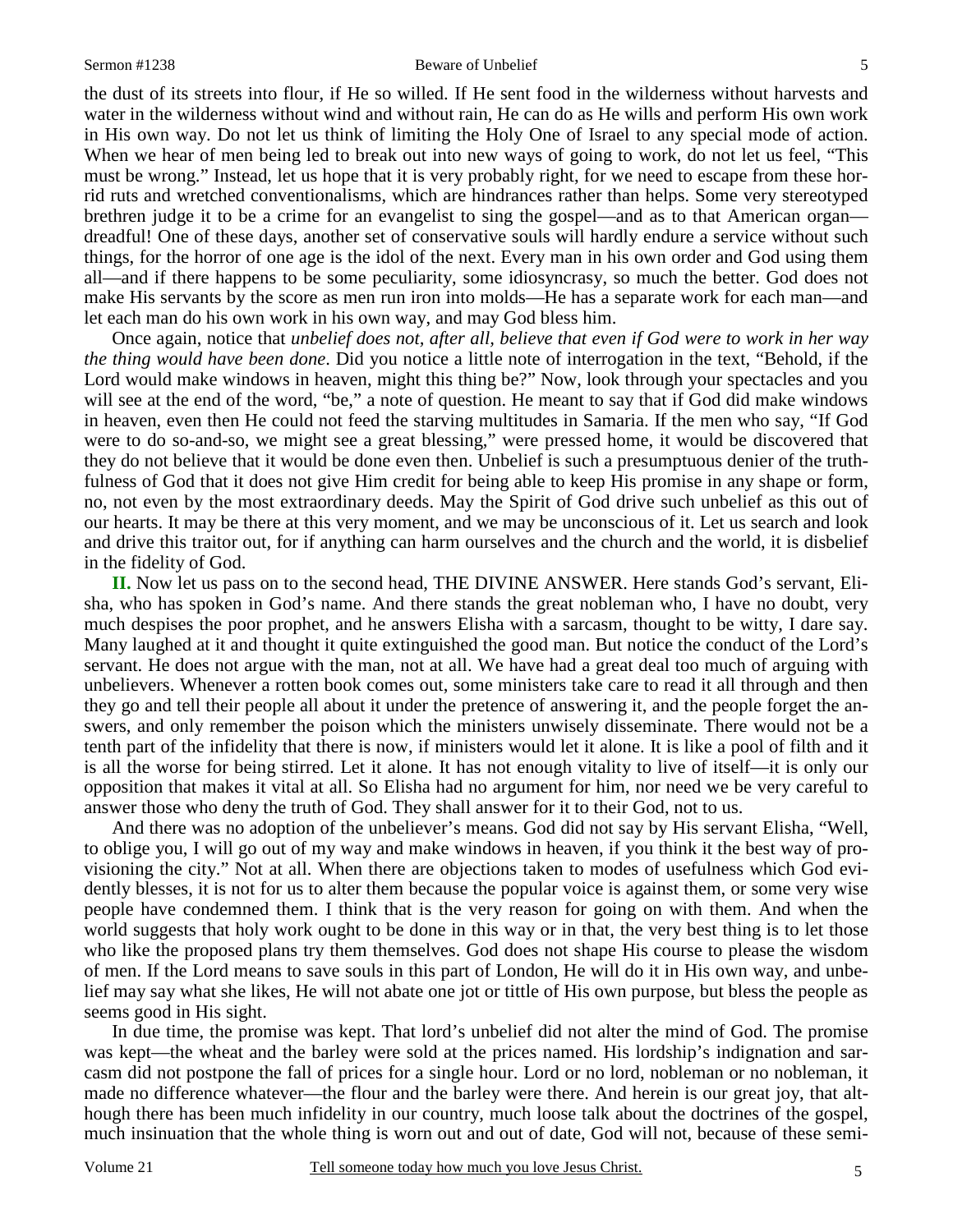the dust of its streets into flour, if He so willed. If He sent food in the wilderness without harvests and water in the wilderness without wind and without rain, He can do as He wills and perform His own work in His own way. Do not let us think of limiting the Holy One of Israel to any special mode of action. When we hear of men being led to break out into new ways of going to work, do not let us feel, "This must be wrong." Instead, let us hope that it is very probably right, for we need to escape from these horrid ruts and wretched conventionalisms, which are hindrances rather than helps. Some very stereotyped brethren judge it to be a crime for an evangelist to sing the gospel—and as to that American organ—dreadful! One of these days, another set of conservative souls will hardly endure a service without such things, for the horror of one age is the idol of the next. Every man in his own order and God using them all—and if there happens to be some peculiarity, some idiosyncrasy, so much the better. God does not make His servants by the score as men run iron into molds—He has a separate work for each man—and let each man do his own work in his own way, and may God bless him.

Once again, notice that *unbelief does not, after all, believe that even if God were to work in her way the thing would have been done*. Did you notice a little note of interrogation in the text, "Behold, if the Lord would make windows in heaven, might this thing be?" Now, look through your spectacles and you will see at the end of the word, "be," a note of question. He meant to say that if God did make windows in heaven, even then He could not feed the starving multitudes in Samaria. If the men who say, "If God were to do so-and-so, we might see a great blessing," were pressed home, it would be discovered that they do not believe that it would be done even then. Unbelief is such a presumptuous denier of the truthfulness of God that it does not give Him credit for being able to keep His promise in any shape or form, no, not even by the most extraordinary deeds. May the Spirit of God drive such unbelief as this out of our hearts. It may be there at this very moment, and we may be unconscious of it. Let us search and look and drive this traitor out, for if anything can harm ourselves and the church and the world, it is disbelief in the fidelity of God.

**II.** Now let us pass on to the second head, THE DIVINE ANSWER. Here stands God's servant, Elisha, who has spoken in God's name. And there stands the great nobleman who, I have no doubt, very much despises the poor prophet, and he answers Elisha with a sarcasm, thought to be witty, I dare say. Many laughed at it and thought it quite extinguished the good man. But notice the conduct of the Lord's servant. He does not argue with the man, not at all. We have had a great deal too much of arguing with unbelievers. Whenever a rotten book comes out, some ministers take care to read it all through and then they go and tell their people all about it under the pretence of answering it, and the people forget the answers, and only remember the poison which the ministers unwisely disseminate. There would not be a tenth part of the infidelity that there is now, if ministers would let it alone. It is like a pool of filth and it is all the worse for being stirred. Let it alone. It has not enough vitality to live of itself—it is only our opposition that makes it vital at all. So Elisha had no argument for him, nor need we be very careful to answer those who deny the truth of God. They shall answer for it to their God, not to us.

And there was no adoption of the unbeliever's means. God did not say by His servant Elisha, "Well, to oblige you, I will go out of my way and make windows in heaven, if you think it the best way of provisioning the city." Not at all. When there are objections taken to modes of usefulness which God evidently blesses, it is not for us to alter them because the popular voice is against them, or some very wise people have condemned them. I think that is the very reason for going on with them. And when the world suggests that holy work ought to be done in this way or in that, the very best thing is to let those who like the proposed plans try them themselves. God does not shape His course to please the wisdom of men. If the Lord means to save souls in this part of London, He will do it in His own way, and unbelief may say what she likes, He will not abate one jot or tittle of His own purpose, but bless the people as seems good in His sight.

In due time, the promise was kept. That lord's unbelief did not alter the mind of God. The promise was kept—the wheat and the barley were sold at the prices named. His lordship's indignation and sarcasm did not postpone the fall of prices for a single hour. Lord or no lord, nobleman or no nobleman, it made no difference whatever—the flour and the barley were there. And herein is our great joy, that although there has been much infidelity in our country, much loose talk about the doctrines of the gospel, much insinuation that the whole thing is worn out and out of date, God will not, because of these semi-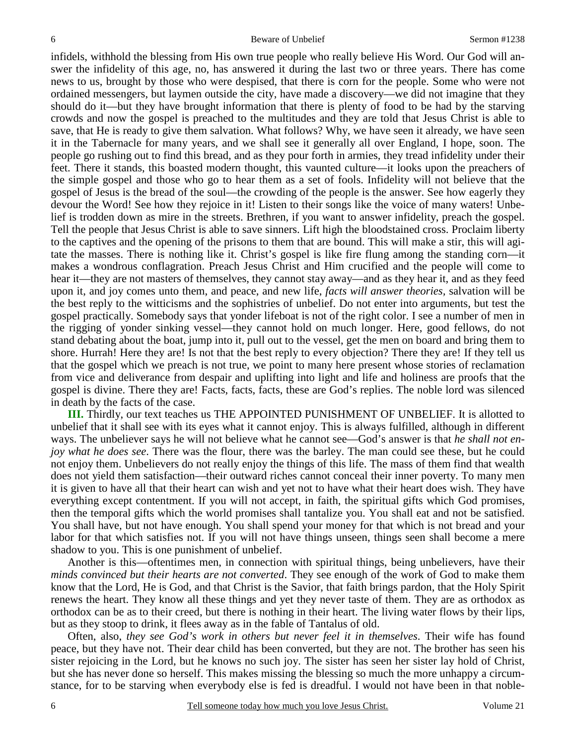infidels, withhold the blessing from His own true people who really believe His Word. Our God will answer the infidelity of this age, no, has answered it during the last two or three years. There has come news to us, brought by those who were despised, that there is corn for the people. Some who were not ordained messengers, but laymen outside the city, have made a discovery—we did not imagine that they should do it—but they have brought information that there is plenty of food to be had by the starving crowds and now the gospel is preached to the multitudes and they are told that Jesus Christ is able to save, that He is ready to give them salvation. What follows? Why, we have seen it already, we have seen it in the Tabernacle for many years, and we shall see it generally all over England, I hope, soon. The people go rushing out to find this bread, and as they pour forth in armies, they tread infidelity under their feet. There it stands, this boasted modern thought, this vaunted culture—it looks upon the preachers of the simple gospel and those who go to hear them as a set of fools. Infidelity will not believe that the gospel of Jesus is the bread of the soul—the crowding of the people is the answer. See how eagerly they devour the Word! See how they rejoice in it! Listen to their songs like the voice of many waters! Unbelief is trodden down as mire in the streets. Brethren, if you want to answer infidelity, preach the gospel. Tell the people that Jesus Christ is able to save sinners. Lift high the bloodstained cross. Proclaim liberty to the captives and the opening of the prisons to them that are bound. This will make a stir, this will agitate the masses. There is nothing like it. Christ's gospel is like fire flung among the standing corn—it makes a wondrous conflagration. Preach Jesus Christ and Him crucified and the people will come to hear it—they are not masters of themselves, they cannot stay away—and as they hear it, and as they feed upon it, and joy comes unto them, and peace, and new life, *facts will answer theories*, salvation will be the best reply to the witticisms and the sophistries of unbelief. Do not enter into arguments, but test the gospel practically. Somebody says that yonder lifeboat is not of the right color. I see a number of men in the rigging of yonder sinking vessel—they cannot hold on much longer. Here, good fellows, do not stand debating about the boat, jump into it, pull out to the vessel, get the men on board and bring them to shore. Hurrah! Here they are! Is not that the best reply to every objection? There they are! If they tell us that the gospel which we preach is not true, we point to many here present whose stories of reclamation from vice and deliverance from despair and uplifting into light and life and holiness are proofs that the gospel is divine. There they are! Facts, facts, facts, these are God's replies. The noble lord was silenced in death by the facts of the case.

**III.** Thirdly, our text teaches us THE APPOINTED PUNISHMENT OF UNBELIEF. It is allotted to unbelief that it shall see with its eyes what it cannot enjoy. This is always fulfilled, although in different ways. The unbeliever says he will not believe what he cannot see—God's answer is that *he shall not enjoy what he does see*. There was the flour, there was the barley. The man could see these, but he could not enjoy them. Unbelievers do not really enjoy the things of this life. The mass of them find that wealth does not yield them satisfaction—their outward riches cannot conceal their inner poverty. To many men it is given to have all that their heart can wish and yet not to have what their heart does wish. They have everything except contentment. If you will not accept, in faith, the spiritual gifts which God promises, then the temporal gifts which the world promises shall tantalize you. You shall eat and not be satisfied. You shall have, but not have enough. You shall spend your money for that which is not bread and your labor for that which satisfies not. If you will not have things unseen, things seen shall become a mere shadow to you. This is one punishment of unbelief.

Another is this—oftentimes men, in connection with spiritual things, being unbelievers, have their *minds convinced but their hearts are not converted*. They see enough of the work of God to make them know that the Lord, He is God, and that Christ is the Savior, that faith brings pardon, that the Holy Spirit renews the heart. They know all these things and yet they never taste of them. They are as orthodox as orthodox can be as to their creed, but there is nothing in their heart. The living water flows by their lips, but as they stoop to drink, it flees away as in the fable of Tantalus of old.

Often, also, *they see God's work in others but never feel it in themselves*. Their wife has found peace, but they have not. Their dear child has been converted, but they are not. The brother has seen his sister rejoicing in the Lord, but he knows no such joy. The sister has seen her sister lay hold of Christ, but she has never done so herself. This makes missing the blessing so much the more unhappy a circumstance, for to be starving when everybody else is fed is dreadful. I would not have been in that noble-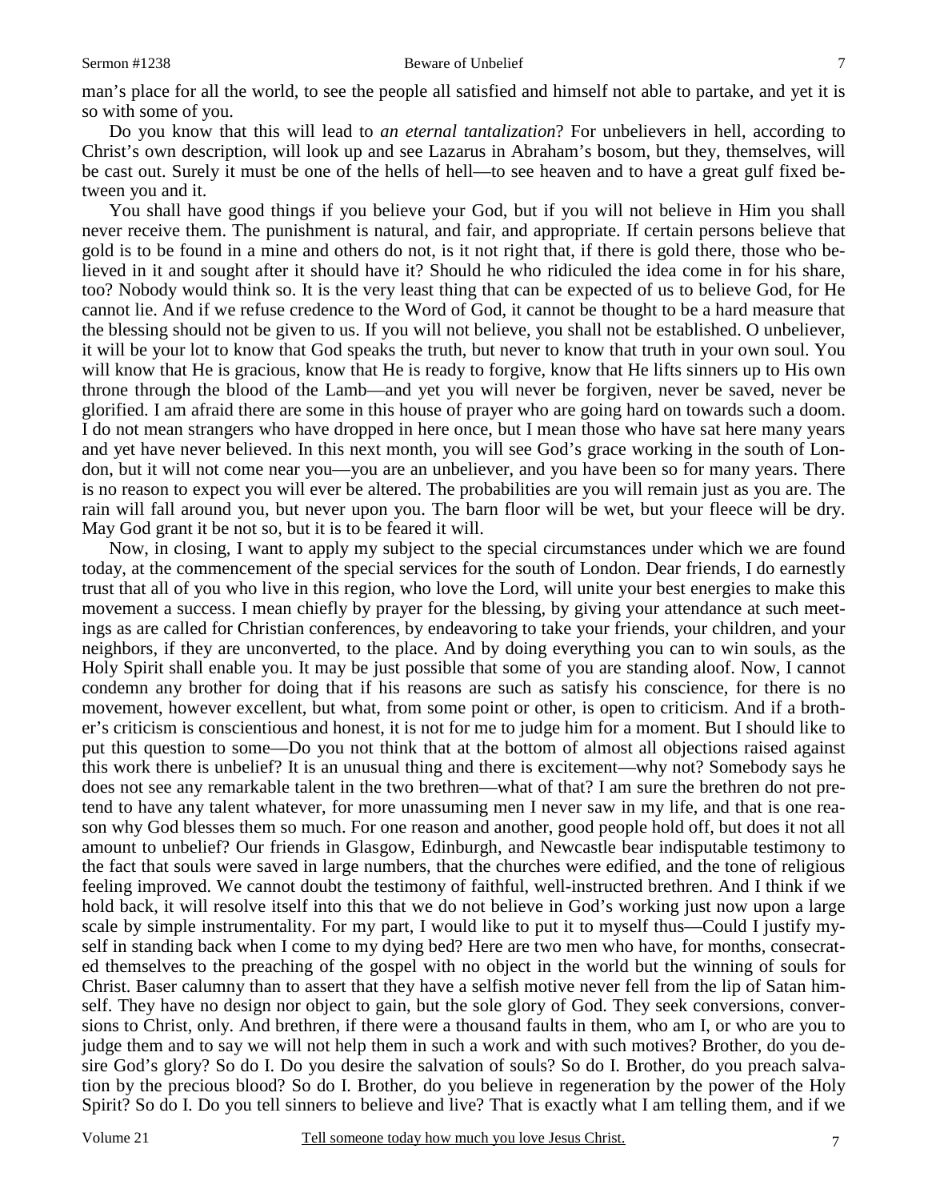man's place for all the world, to see the people all satisfied and himself not able to partake, and yet it is so with some of you.

Do you know that this will lead to *an eternal tantalization*? For unbelievers in hell, according to Christ's own description, will look up and see Lazarus in Abraham's bosom, but they, themselves, will be cast out. Surely it must be one of the hells of hell—to see heaven and to have a great gulf fixed between you and it.

You shall have good things if you believe your God, but if you will not believe in Him you shall never receive them. The punishment is natural, and fair, and appropriate. If certain persons believe that gold is to be found in a mine and others do not, is it not right that, if there is gold there, those who believed in it and sought after it should have it? Should he who ridiculed the idea come in for his share, too? Nobody would think so. It is the very least thing that can be expected of us to believe God, for He cannot lie. And if we refuse credence to the Word of God, it cannot be thought to be a hard measure that the blessing should not be given to us. If you will not believe, you shall not be established. O unbeliever, it will be your lot to know that God speaks the truth, but never to know that truth in your own soul. You will know that He is gracious, know that He is ready to forgive, know that He lifts sinners up to His own throne through the blood of the Lamb—and yet you will never be forgiven, never be saved, never be glorified. I am afraid there are some in this house of prayer who are going hard on towards such a doom. I do not mean strangers who have dropped in here once, but I mean those who have sat here many years and yet have never believed. In this next month, you will see God's grace working in the south of London, but it will not come near you—you are an unbeliever, and you have been so for many years. There is no reason to expect you will ever be altered. The probabilities are you will remain just as you are. The rain will fall around you, but never upon you. The barn floor will be wet, but your fleece will be dry. May God grant it be not so, but it is to be feared it will.

Now, in closing, I want to apply my subject to the special circumstances under which we are found today, at the commencement of the special services for the south of London. Dear friends, I do earnestly trust that all of you who live in this region, who love the Lord, will unite your best energies to make this movement a success. I mean chiefly by prayer for the blessing, by giving your attendance at such meetings as are called for Christian conferences, by endeavoring to take your friends, your children, and your neighbors, if they are unconverted, to the place. And by doing everything you can to win souls, as the Holy Spirit shall enable you. It may be just possible that some of you are standing aloof. Now, I cannot condemn any brother for doing that if his reasons are such as satisfy his conscience, for there is no movement, however excellent, but what, from some point or other, is open to criticism. And if a brother's criticism is conscientious and honest, it is not for me to judge him for a moment. But I should like to put this question to some—Do you not think that at the bottom of almost all objections raised against this work there is unbelief? It is an unusual thing and there is excitement—why not? Somebody says he does not see any remarkable talent in the two brethren—what of that? I am sure the brethren do not pretend to have any talent whatever, for more unassuming men I never saw in my life, and that is one reason why God blesses them so much. For one reason and another, good people hold off, but does it not all amount to unbelief? Our friends in Glasgow, Edinburgh, and Newcastle bear indisputable testimony to the fact that souls were saved in large numbers, that the churches were edified, and the tone of religious feeling improved. We cannot doubt the testimony of faithful, well-instructed brethren. And I think if we hold back, it will resolve itself into this that we do not believe in God's working just now upon a large scale by simple instrumentality. For my part, I would like to put it to myself thus—Could I justify myself in standing back when I come to my dying bed? Here are two men who have, for months, consecrated themselves to the preaching of the gospel with no object in the world but the winning of souls for Christ. Baser calumny than to assert that they have a selfish motive never fell from the lip of Satan himself. They have no design nor object to gain, but the sole glory of God. They seek conversions, conversions to Christ, only. And brethren, if there were a thousand faults in them, who am I, or who are you to judge them and to say we will not help them in such a work and with such motives? Brother, do you desire God's glory? So do I. Do you desire the salvation of souls? So do I. Brother, do you preach salvation by the precious blood? So do I. Brother, do you believe in regeneration by the power of the Holy Spirit? So do I. Do you tell sinners to believe and live? That is exactly what I am telling them, and if we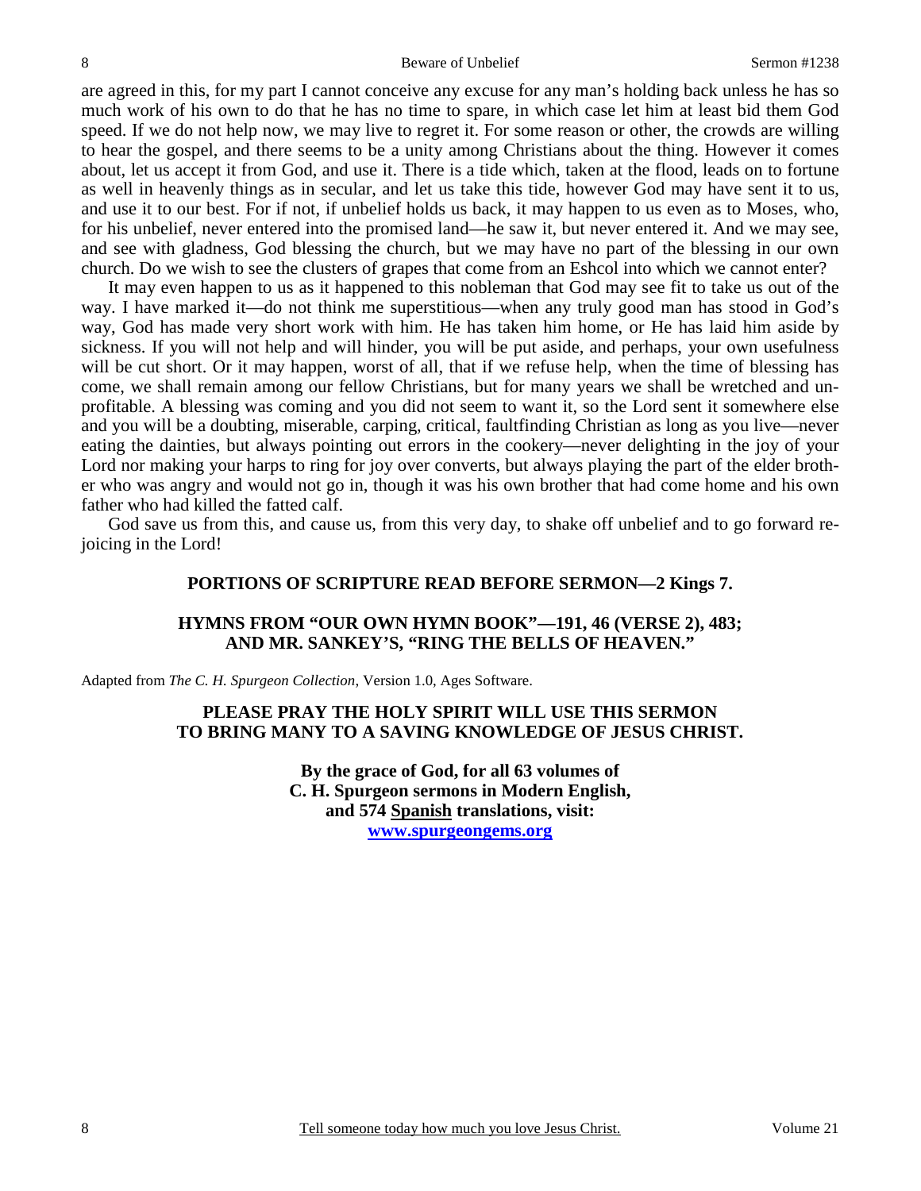are agreed in this, for my part I cannot conceive any excuse for any man's holding back unless he has so much work of his own to do that he has no time to spare, in which case let him at least bid them God speed. If we do not help now, we may live to regret it. For some reason or other, the crowds are willing to hear the gospel, and there seems to be a unity among Christians about the thing. However it comes about, let us accept it from God, and use it. There is a tide which, taken at the flood, leads on to fortune as well in heavenly things as in secular, and let us take this tide, however God may have sent it to us, and use it to our best. For if not, if unbelief holds us back, it may happen to us even as to Moses, who, for his unbelief, never entered into the promised land—he saw it, but never entered it. And we may see, and see with gladness, God blessing the church, but we may have no part of the blessing in our own church. Do we wish to see the clusters of grapes that come from an Eshcol into which we cannot enter?

It may even happen to us as it happened to this nobleman that God may see fit to take us out of the way. I have marked it—do not think me superstitious—when any truly good man has stood in God's way, God has made very short work with him. He has taken him home, or He has laid him aside by sickness. If you will not help and will hinder, you will be put aside, and perhaps, your own usefulness will be cut short. Or it may happen, worst of all, that if we refuse help, when the time of blessing has come, we shall remain among our fellow Christians, but for many years we shall be wretched and unprofitable. A blessing was coming and you did not seem to want it, so the Lord sent it somewhere else and you will be a doubting, miserable, carping, critical, faultfinding Christian as long as you live—never eating the dainties, but always pointing out errors in the cookery—never delighting in the joy of your Lord nor making your harps to ring for joy over converts, but always playing the part of the elder brother who was angry and would not go in, though it was his own brother that had come home and his own father who had killed the fatted calf.

God save us from this, and cause us, from this very day, to shake off unbelief and to go forward rejoicing in the Lord!

**PORTIONS OF SCRIPTURE READ BEFORE SERMON—2 Kings 7.**

**HYMNS FROM "OUR OWN HYMN BOOK"—191, 46 (VERSE 2), 483; AND MR. SANKEY'S, "RING THE BELLS OF HEAVEN."**

Adapted from *The C. H. Spurgeon Collection*, Version 1.0, Ages Software.

**PLEASE PRAY THE HOLY SPIRIT WILL USE THIS SERMON TO BRING MANY TO A SAVING KNOWLEDGE OF JESUS CHRIST.**

**By the grace of God, for all 63 volumes of C. H. Spurgeon sermons in Modern English, and 574 Spanish translations, visit: www.spurgeongems.org**